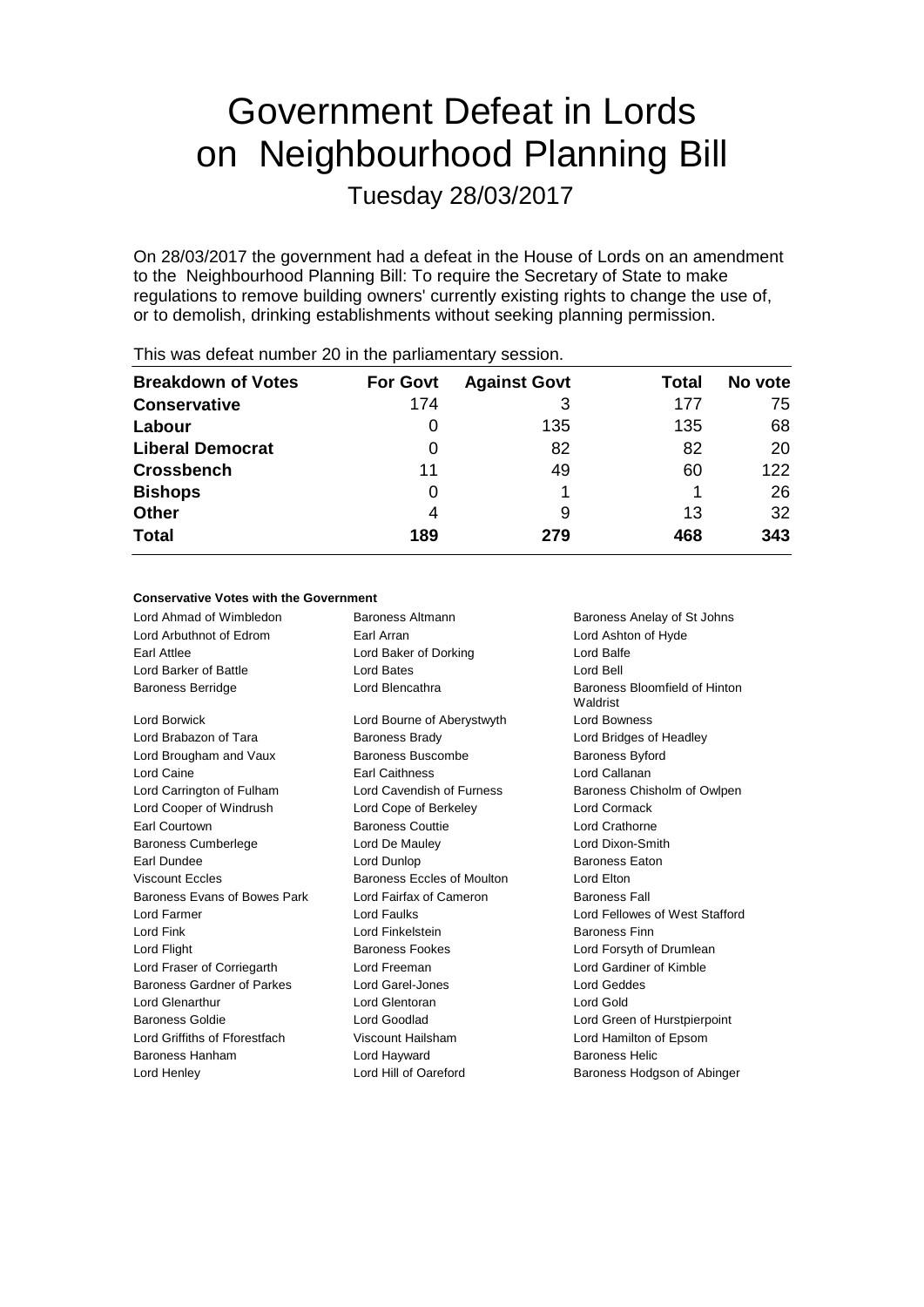# Government Defeat in Lords on Neighbourhood Planning Bill

Tuesday 28/03/2017

On 28/03/2017 the government had a defeat in the House of Lords on an amendment to the Neighbourhood Planning Bill: To require the Secretary of State to make regulations to remove building owners' currently existing rights to change the use of, or to demolish, drinking establishments without seeking planning permission.

This was defeat number 20 in the parliamentary session.

| Breakdown of Votes | For Govt | Against Govt | Total | No vote |
|---|---|---|---|---|
| **Conservative** | 174 | 3 | 177 | 75 |
| **Labour** | 0 | 135 | 135 | 68 |
| **Liberal Democrat** | 0 | 82 | 82 | 20 |
| **Crossbench** | 11 | 49 | 60 | 122 |
| **Bishops** | 0 | 1 | 1 | 26 |
| **Other** | 4 | 9 | 13 | 32 |
| **Total** | **189** | **279** | **468** | **343** |

**Conservative Votes with the Government**

| | | |
|---|---|---|
| Lord Ahmad of Wimbledon | Baroness Altmann | Baroness Anelay of St Johns |
| Lord Arbuthnot of Edrom | Earl Arran | Lord Ashton of Hyde |
| Earl Attlee | Lord Baker of Dorking | Lord Balfe |
| Lord Barker of Battle | Lord Bates | Lord Bell |
| Baroness Berridge | Lord Blencathra | Baroness Bloomfield of Hinton Waldrist |
| Lord Borwick | Lord Bourne of Aberystwyth | Lord Bowness |
| Lord Brabazon of Tara | Baroness Brady | Lord Bridges of Headley |
| Lord Brougham and Vaux | Baroness Buscombe | Baroness Byford |
| Lord Caine | Earl Caithness | Lord Callanan |
| Lord Carrington of Fulham | Lord Cavendish of Furness | Baroness Chisholm of Owlpen |
| Lord Cooper of Windrush | Lord Cope of Berkeley | Lord Cormack |
| Earl Courtown | Baroness Couttie | Lord Crathorne |
| Baroness Cumberlege | Lord De Mauley | Lord Dixon-Smith |
| Earl Dundee | Lord Dunlop | Baroness Eaton |
| Viscount Eccles | Baroness Eccles of Moulton | Lord Elton |
| Baroness Evans of Bowes Park | Lord Fairfax of Cameron | Baroness Fall |
| Lord Farmer | Lord Faulks | Lord Fellowes of West Stafford |
| Lord Fink | Lord Finkelstein | Baroness Finn |
| Lord Flight | Baroness Fookes | Lord Forsyth of Drumlean |
| Lord Fraser of Corriegarth | Lord Freeman | Lord Gardiner of Kimble |
| Baroness Gardner of Parkes | Lord Garel-Jones | Lord Geddes |
| Lord Glenarthur | Lord Glentoran | Lord Gold |
| Baroness Goldie | Lord Goodlad | Lord Green of Hurstpierpoint |
| Lord Griffiths of Fforestfach | Viscount Hailsham | Lord Hamilton of Epsom |
| Baroness Hanham | Lord Hayward | Baroness Helic |
| Lord Henley | Lord Hill of Oareford | Baroness Hodgson of Abinger |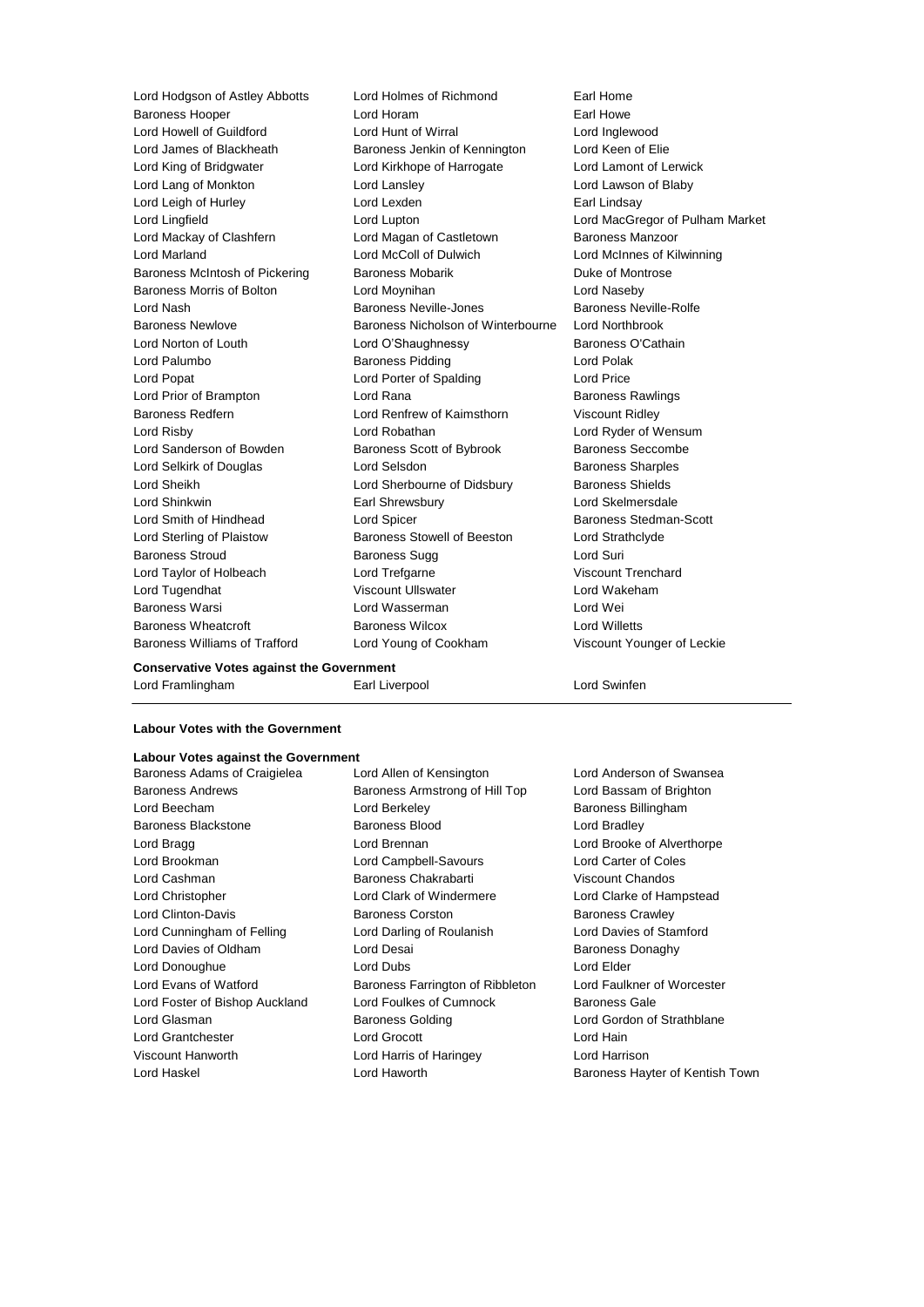Lord Hodgson of Astley Abbotts
Lord Holmes of Richmond
Earl Home
Baroness Hooper
Lord Horam
Earl Howe
Lord Howell of Guildford
Lord Hunt of Wirral
Lord Inglewood
Lord James of Blackheath
Baroness Jenkin of Kennington
Lord Keen of Elie
Lord King of Bridgwater
Lord Kirkhope of Harrogate
Lord Lamont of Lerwick
Lord Lang of Monkton
Lord Lansley
Lord Lawson of Blaby
Lord Leigh of Hurley
Lord Lexden
Earl Lindsay
Lord Lingfield
Lord Lupton
Lord MacGregor of Pulham Market
Lord Mackay of Clashfern
Lord Magan of Castletown
Baroness Manzoor
Lord Marland
Lord McColl of Dulwich
Lord McInnes of Kilwinning
Baroness McIntosh of Pickering
Baroness Mobarik
Duke of Montrose
Baroness Morris of Bolton
Lord Moynihan
Lord Naseby
Lord Nash
Baroness Neville-Jones
Baroness Neville-Rolfe
Baroness Newlove
Baroness Nicholson of Winterbourne
Lord Northbrook
Lord Norton of Louth
Lord O'Shaughnessy
Baroness O'Cathain
Lord Palumbo
Baroness Pidding
Lord Polak
Lord Popat
Lord Porter of Spalding
Lord Price
Lord Prior of Brampton
Lord Rana
Baroness Rawlings
Baroness Redfern
Lord Renfrew of Kaimsthorn
Viscount Ridley
Lord Risby
Lord Robathan
Lord Ryder of Wensum
Lord Sanderson of Bowden
Baroness Scott of Bybrook
Baroness Seccombe
Lord Selkirk of Douglas
Lord Selsdon
Baroness Sharples
Lord Sheikh
Lord Sherbourne of Didsbury
Baroness Shields
Lord Shinkwin
Earl Shrewsbury
Lord Skelmersdale
Lord Smith of Hindhead
Lord Spicer
Baroness Stedman-Scott
Lord Sterling of Plaistow
Baroness Stowell of Beeston
Lord Strathclyde
Baroness Stroud
Baroness Sugg
Lord Suri
Lord Taylor of Holbeach
Lord Trefgarne
Viscount Trenchard
Lord Tugendhat
Viscount Ullswater
Lord Wakeham
Baroness Warsi
Lord Wasserman
Lord Wei
Baroness Wheatcroft
Baroness Wilcox
Lord Willetts
Baroness Williams of Trafford
Lord Young of Cookham
Viscount Younger of Leckie

**Conservative Votes against the Government**

Lord Framlingham
Earl Liverpool
Lord Swinfen

**Labour Votes with the Government**

**Labour Votes against the Government**

Baroness Adams of Craigielea
Lord Allen of Kensington
Lord Anderson of Swansea
Baroness Andrews
Baroness Armstrong of Hill Top
Lord Bassam of Brighton
Lord Beecham
Lord Berkeley
Baroness Billingham
Baroness Blackstone
Baroness Blood
Lord Bradley
Lord Bragg
Lord Brennan
Lord Brooke of Alverthorpe
Lord Brookman
Lord Campbell-Savours
Lord Carter of Coles
Lord Cashman
Baroness Chakrabarti
Viscount Chandos
Lord Christopher
Lord Clark of Windermere
Lord Clarke of Hampstead
Lord Clinton-Davis
Baroness Corston
Baroness Crawley
Lord Cunningham of Felling
Lord Darling of Roulanish
Lord Davies of Stamford
Lord Davies of Oldham
Lord Desai
Baroness Donaghy
Lord Donoughue
Lord Dubs
Lord Elder
Lord Evans of Watford
Baroness Farrington of Ribbleton
Lord Faulkner of Worcester
Lord Foster of Bishop Auckland
Lord Foulkes of Cumnock
Baroness Gale
Lord Glasman
Baroness Golding
Lord Gordon of Strathblane
Lord Grantchester
Lord Grocott
Lord Hain
Viscount Hanworth
Lord Harris of Haringey
Lord Harrison
Lord Haskel
Lord Haworth
Baroness Hayter of Kentish Town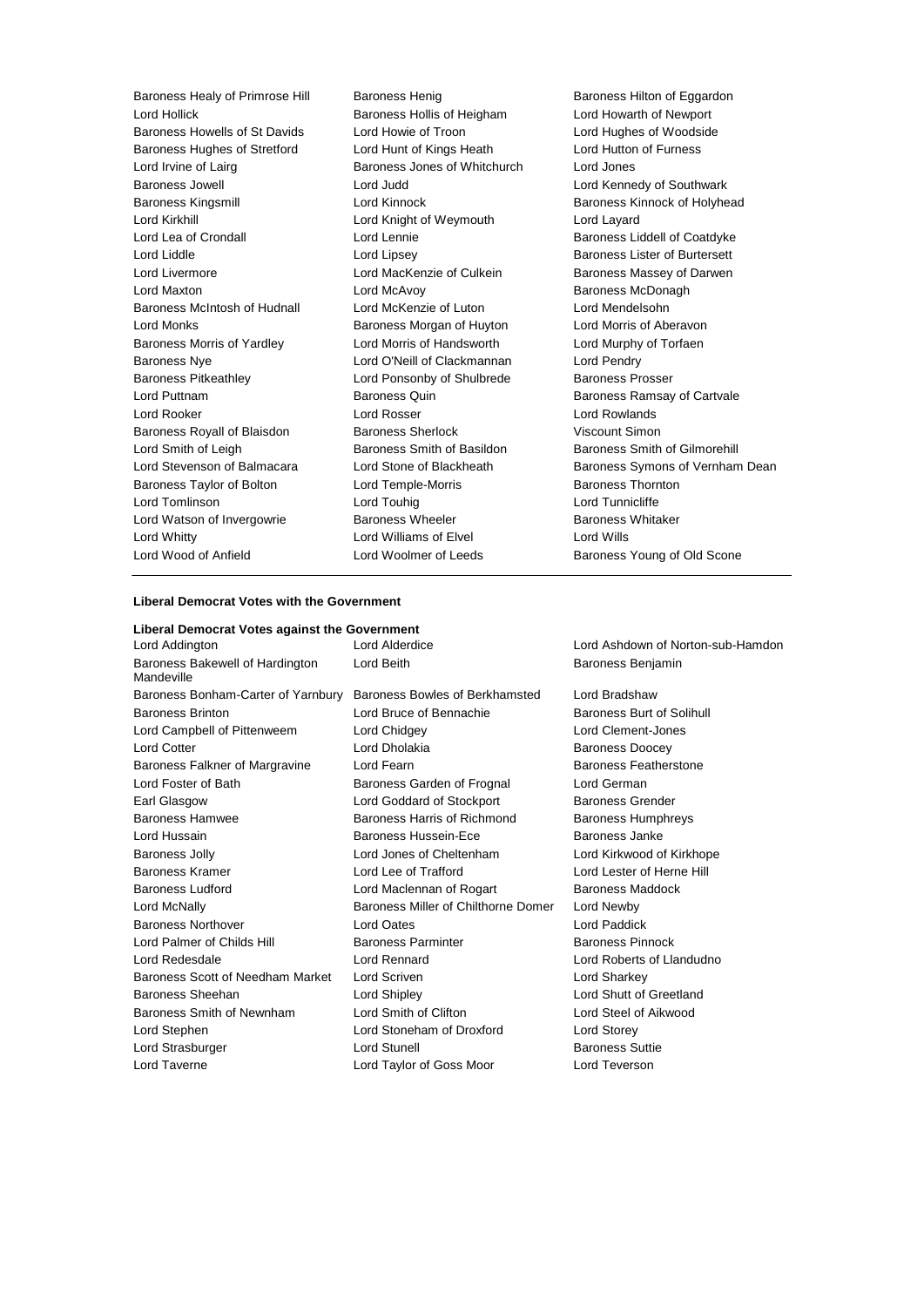Baroness Healy of Primrose Hill
Baroness Henig
Baroness Hilton of Eggardon
Lord Hollick
Baroness Hollis of Heigham
Lord Howarth of Newport
Baroness Howells of St Davids
Lord Howie of Troon
Lord Hughes of Woodside
Baroness Hughes of Stretford
Lord Hunt of Kings Heath
Lord Hutton of Furness
Lord Irvine of Lairg
Baroness Jones of Whitchurch
Lord Jones
Baroness Jowell
Lord Judd
Lord Kennedy of Southwark
Baroness Kingsmill
Lord Kinnock
Baroness Kinnock of Holyhead
Lord Kirkhill
Lord Knight of Weymouth
Lord Layard
Lord Lea of Crondall
Lord Lennie
Baroness Liddell of Coatdyke
Lord Liddle
Lord Lipsey
Baroness Lister of Burtersett
Lord Livermore
Lord MacKenzie of Culkein
Baroness Massey of Darwen
Lord Maxton
Lord McAvoy
Baroness McDonagh
Baroness McIntosh of Hudnall
Lord McKenzie of Luton
Lord Mendelsohn
Lord Monks
Baroness Morgan of Huyton
Lord Morris of Aberavon
Baroness Morris of Yardley
Lord Morris of Handsworth
Lord Murphy of Torfaen
Baroness Nye
Lord O'Neill of Clackmannan
Lord Pendry
Baroness Pitkeathley
Lord Ponsonby of Shulbrede
Baroness Prosser
Lord Puttnam
Baroness Quin
Baroness Ramsay of Cartvale
Lord Rooker
Lord Rosser
Lord Rowlands
Baroness Royall of Blaisdon
Baroness Sherlock
Viscount Simon
Lord Smith of Leigh
Baroness Smith of Basildon
Baroness Smith of Gilmorehill
Lord Stevenson of Balmacara
Lord Stone of Blackheath
Baroness Symons of Vernham Dean
Baroness Taylor of Bolton
Lord Temple-Morris
Baroness Thornton
Lord Tomlinson
Lord Touhig
Lord Tunnicliffe
Lord Watson of Invergowrie
Baroness Wheeler
Baroness Whitaker
Lord Whitty
Lord Williams of Elvel
Lord Wills
Lord Wood of Anfield
Lord Woolmer of Leeds
Baroness Young of Old Scone

---

**Liberal Democrat Votes with the Government**

**Liberal Democrat Votes against the Government**

Lord Addington
Lord Alderdice
Lord Ashdown of Norton-sub-Hamdon
Baroness Bakewell of Hardington Mandeville
Lord Beith
Baroness Benjamin
Baroness Bonham-Carter of Yarnbury
Baroness Bowles of Berkhamsted
Lord Bradshaw
Baroness Brinton
Lord Bruce of Bennachie
Baroness Burt of Solihull
Lord Campbell of Pittenweem
Lord Chidgey
Lord Clement-Jones
Lord Cotter
Lord Dholakia
Baroness Doocey
Baroness Falkner of Margravine
Lord Fearn
Baroness Featherstone
Lord Foster of Bath
Baroness Garden of Frognal
Lord German
Earl Glasgow
Lord Goddard of Stockport
Baroness Grender
Baroness Hamwee
Baroness Harris of Richmond
Baroness Humphreys
Lord Hussain
Baroness Hussein-Ece
Baroness Janke
Baroness Jolly
Lord Jones of Cheltenham
Lord Kirkwood of Kirkhope
Baroness Kramer
Lord Lee of Trafford
Lord Lester of Herne Hill
Baroness Ludford
Lord Maclennan of Rogart
Baroness Maddock
Lord McNally
Baroness Miller of Chilthorne Domer
Lord Newby
Baroness Northover
Lord Oates
Lord Paddick
Lord Palmer of Childs Hill
Baroness Parminter
Baroness Pinnock
Lord Redesdale
Lord Rennard
Lord Roberts of Llandudno
Baroness Scott of Needham Market
Lord Scriven
Lord Sharkey
Baroness Sheehan
Lord Shipley
Lord Shutt of Greetland
Baroness Smith of Newnham
Lord Smith of Clifton
Lord Steel of Aikwood
Lord Stephen
Lord Stoneham of Droxford
Lord Storey
Lord Strasburger
Lord Stunell
Baroness Suttie
Lord Taverne
Lord Taylor of Goss Moor
Lord Teverson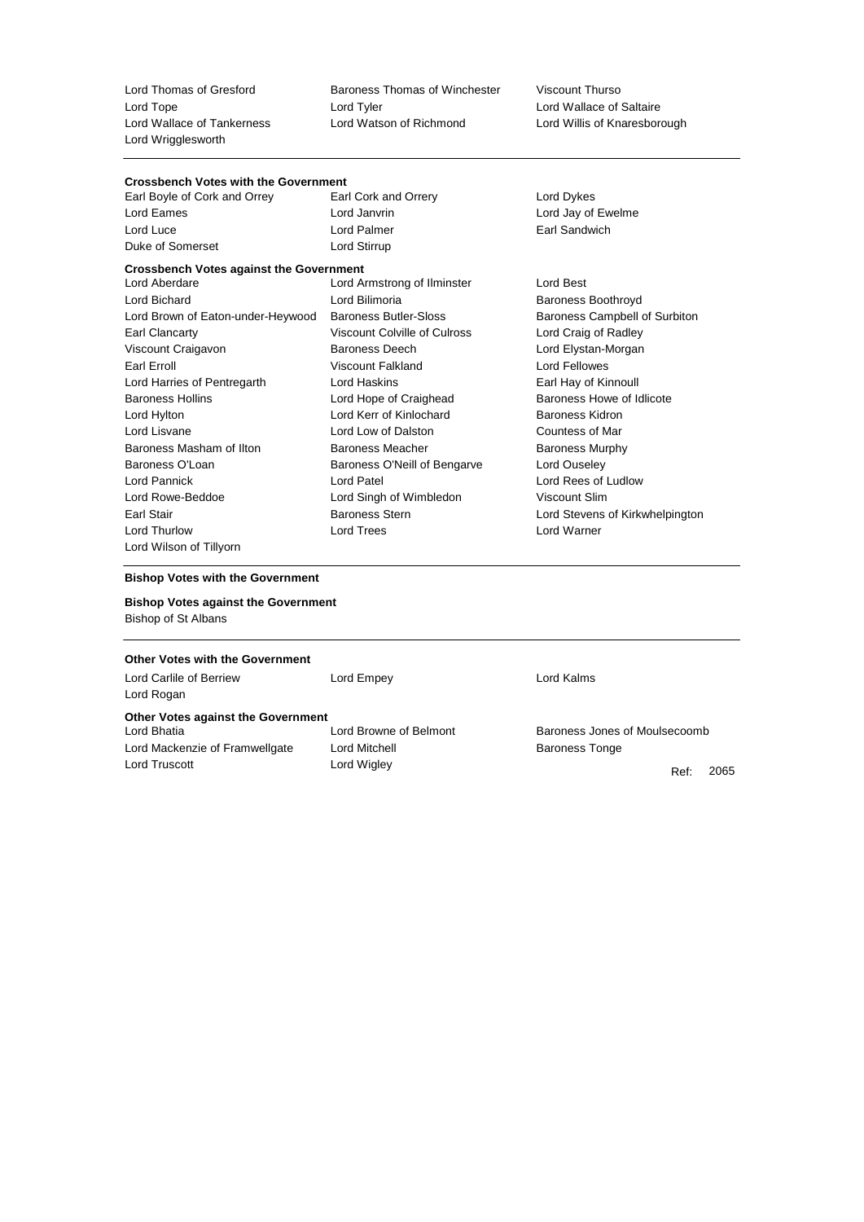Lord Thomas of Gresford
Baroness Thomas of Winchester
Viscount Thurso
Lord Tope
Lord Tyler
Lord Wallace of Saltaire
Lord Wallace of Tankerness
Lord Watson of Richmond
Lord Willis of Knaresborough
Lord Wrigglesworth

**Crossbench Votes with the Government**

Earl Boyle of Cork and Orrey
Earl Cork and Orrery
Lord Dykes
Lord Eames
Lord Janvrin
Lord Jay of Ewelme
Lord Luce
Lord Palmer
Earl Sandwich
Duke of Somerset
Lord Stirrup

**Crossbench Votes against the Government**

Lord Aberdare
Lord Armstrong of Ilminster
Lord Best
Lord Bichard
Lord Bilimoria
Baroness Boothroyd
Lord Brown of Eaton-under-Heywood
Baroness Butler-Sloss
Baroness Campbell of Surbiton
Earl Clancarty
Viscount Colville of Culross
Lord Craig of Radley
Viscount Craigavon
Baroness Deech
Lord Elystan-Morgan
Earl Erroll
Viscount Falkland
Lord Fellowes
Lord Harries of Pentregarth
Lord Haskins
Earl Hay of Kinnoull
Baroness Hollins
Lord Hope of Craighead
Baroness Howe of Idlicote
Lord Hylton
Lord Kerr of Kinlochard
Baroness Kidron
Lord Lisvane
Lord Low of Dalston
Countess of Mar
Baroness Masham of Ilton
Baroness Meacher
Baroness Murphy
Baroness O'Loan
Baroness O'Neill of Bengarve
Lord Ouseley
Lord Pannick
Lord Patel
Lord Rees of Ludlow
Lord Rowe-Beddoe
Lord Singh of Wimbledon
Viscount Slim
Earl Stair
Baroness Stern
Lord Stevens of Kirkwhelpington
Lord Thurlow
Lord Trees
Lord Warner
Lord Wilson of Tillyorn

**Bishop Votes with the Government**

**Bishop Votes against the Government**

Bishop of St Albans

**Other Votes with the Government**

Lord Carlile of Berriew
Lord Empey
Lord Kalms
Lord Rogan

**Other Votes against the Government**

Lord Bhatia
Lord Browne of Belmont
Baroness Jones of Moulsecoomb
Lord Mackenzie of Framwellgate
Lord Mitchell
Baroness Tonge
Lord Truscott
Lord Wigley

Ref: 2065